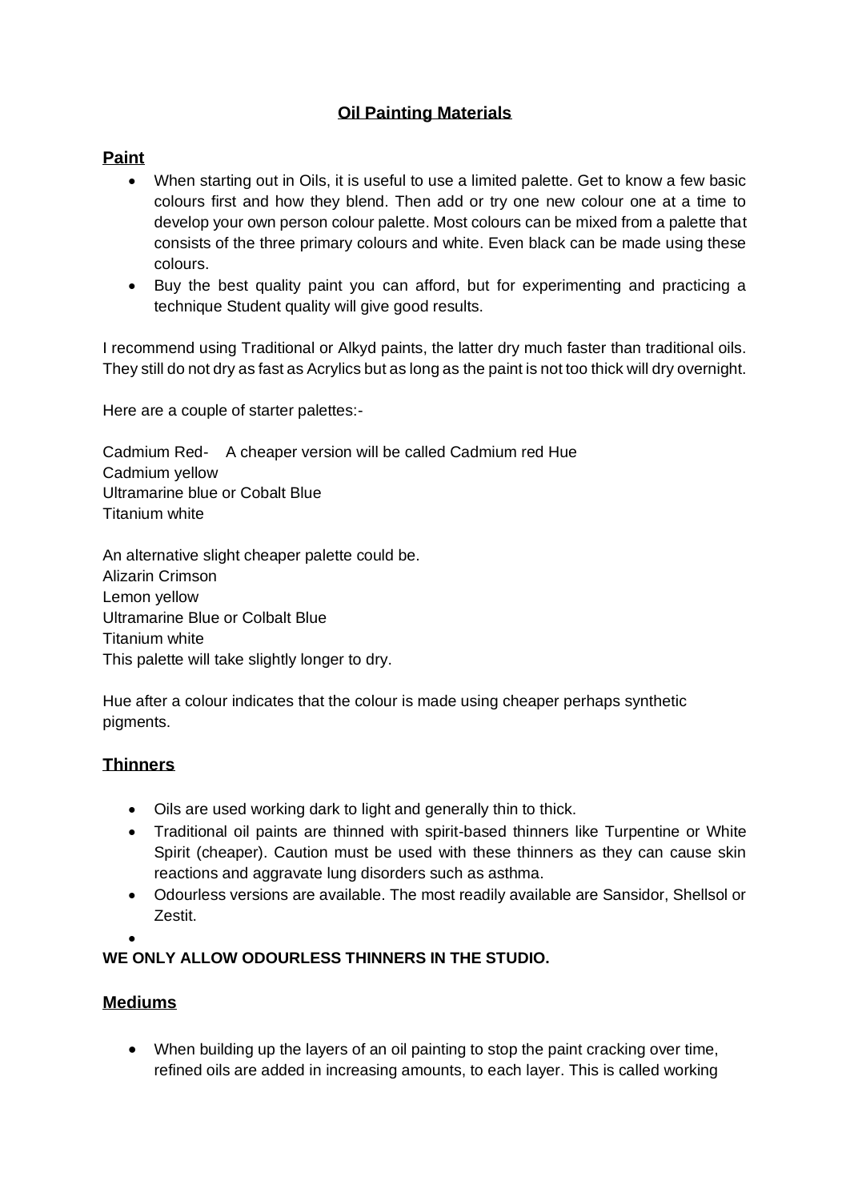# Oil Painting Materials

## Paint

- When starting out in Oils, it is useful to use a limited palette. Get to know a few basic colours first and how they blend. Then add or try one new colour one at a time to develop your own person colour palette. Most colours can be mixed from a palette that consists of the three primary colours and white. Even black can be made using these colours.
- Buy the best quality paint you can afford, but for experimenting and practicing a technique Student quality will give good results.

I recommend using Traditional or Alkyd paints, the latter dry much faster than traditional oils. They still do not dry as fast as Acrylics but as long as the paint is not too thick will dry overnight.

Here are a couple of starter palettes:-

Cadmium Red- A cheaper version will be called Cadmium red Hue
Cadmium yellow
Ultramarine blue or Cobalt Blue
Titanium white

An alternative slight cheaper palette could be.
Alizarin Crimson
Lemon yellow
Ultramarine Blue or Colbalt Blue
Titanium white
This palette will take slightly longer to dry.

Hue after a colour indicates that the colour is made using cheaper perhaps synthetic pigments.

## Thinners

- Oils are used working dark to light and generally thin to thick.
- Traditional oil paints are thinned with spirit-based thinners like Turpentine or White Spirit (cheaper). Caution must be used with these thinners as they can cause skin reactions and aggravate lung disorders such as asthma.
- Odourless versions are available. The most readily available are Sansidor, Shellsol or Zestit.

**WE ONLY ALLOW ODOURLESS THINNERS IN THE STUDIO.**

## Mediums

- When building up the layers of an oil painting to stop the paint cracking over time, refined oils are added in increasing amounts, to each layer. This is called working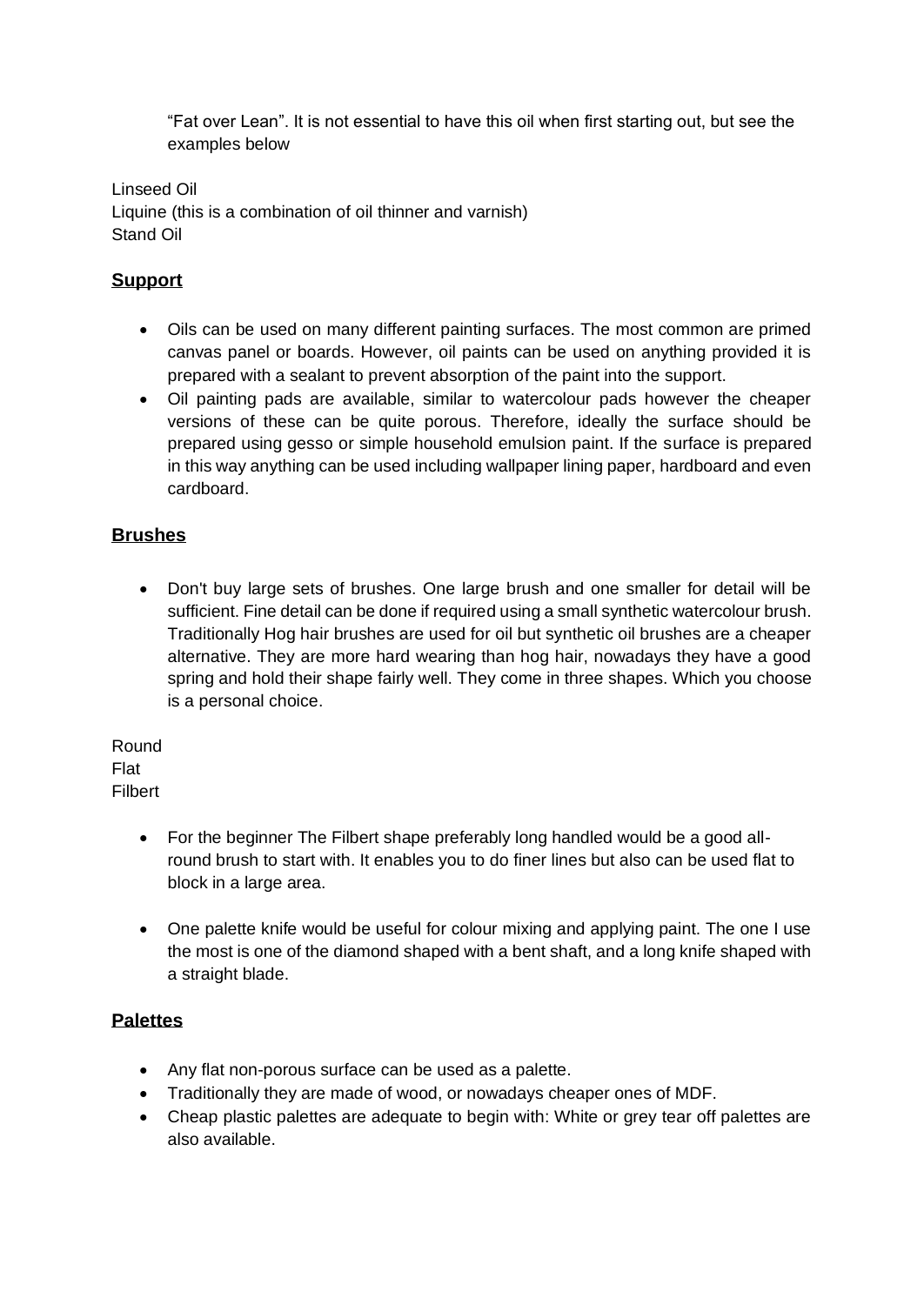"Fat over Lean". It is not essential to have this oil when first starting out, but see the examples below

Linseed Oil
Liquine (this is a combination of oil thinner and varnish)
Stand Oil

## Support

- Oils can be used on many different painting surfaces. The most common are primed canvas panel or boards. However, oil paints can be used on anything provided it is prepared with a sealant to prevent absorption of the paint into the support.
- Oil painting pads are available, similar to watercolour pads however the cheaper versions of these can be quite porous. Therefore, ideally the surface should be prepared using gesso or simple household emulsion paint. If the surface is prepared in this way anything can be used including wallpaper lining paper, hardboard and even cardboard.

## Brushes

- Don't buy large sets of brushes. One large brush and one smaller for detail will be sufficient. Fine detail can be done if required using a small synthetic watercolour brush. Traditionally Hog hair brushes are used for oil but synthetic oil brushes are a cheaper alternative. They are more hard wearing than hog hair, nowadays they have a good spring and hold their shape fairly well. They come in three shapes. Which you choose is a personal choice.

Round
Flat
Filbert

- For the beginner The Filbert shape preferably long handled would be a good all-round brush to start with. It enables you to do finer lines but also can be used flat to block in a large area.
- One palette knife would be useful for colour mixing and applying paint. The one I use the most is one of the diamond shaped with a bent shaft, and a long knife shaped with a straight blade.

## Palettes

- Any flat non-porous surface can be used as a palette.
- Traditionally they are made of wood, or nowadays cheaper ones of MDF.
- Cheap plastic palettes are adequate to begin with: White or grey tear off palettes are also available.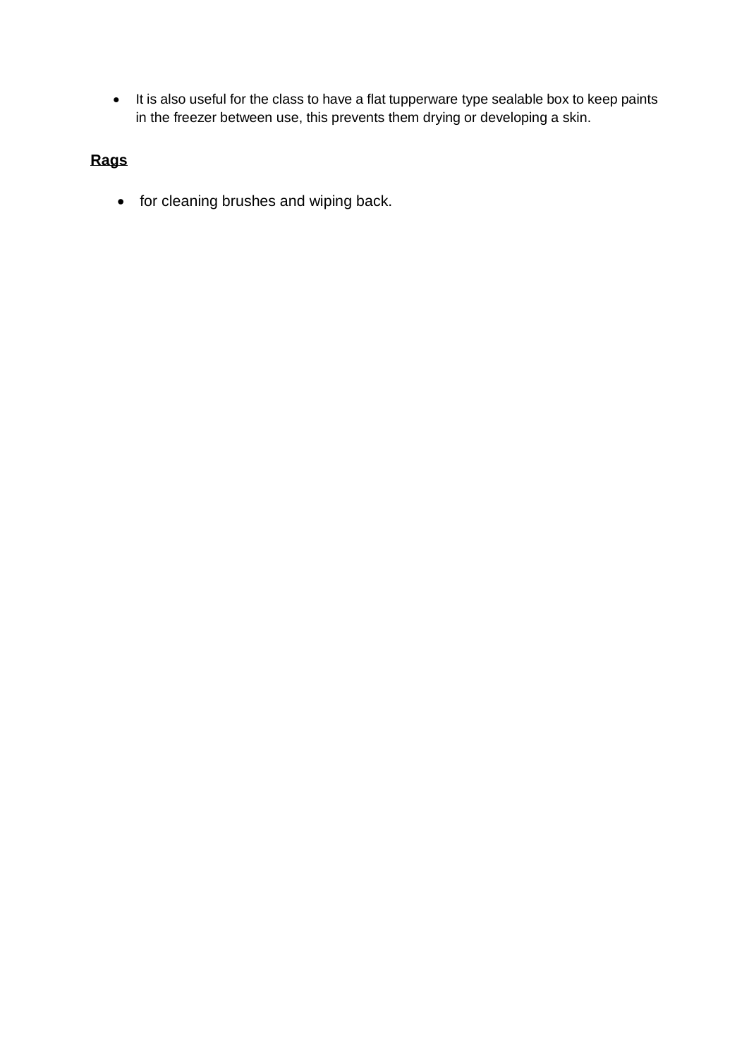- It is also useful for the class to have a flat tupperware type sealable box to keep paints in the freezer between use, this prevents them drying or developing a skin.

**Rags**

- for cleaning brushes and wiping back.